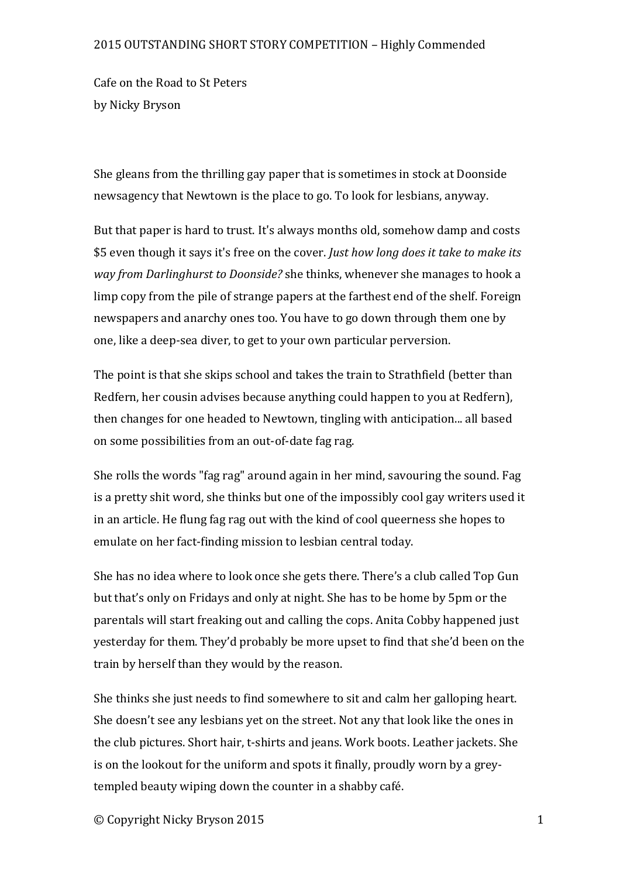2015 OUTSTANDING SHORT STORY COMPETITION – Highly Commended

Cafe on the Road to St Peters
by Nicky Bryson

She gleans from the thrilling gay paper that is sometimes in stock at Doonside newsagency that Newtown is the place to go. To look for lesbians, anyway.

But that paper is hard to trust. It's always months old, somehow damp and costs $5 even though it says it's free on the cover. *Just how long does it take to make its way from Darlinghurst to Doonside?* she thinks, whenever she manages to hook a limp copy from the pile of strange papers at the farthest end of the shelf. Foreign newspapers and anarchy ones too. You have to go down through them one by one, like a deep-sea diver, to get to your own particular perversion.

The point is that she skips school and takes the train to Strathfield (better than Redfern, her cousin advises because anything could happen to you at Redfern), then changes for one headed to Newtown, tingling with anticipation... all based on some possibilities from an out-of-date fag rag.

She rolls the words "fag rag" around again in her mind, savouring the sound. Fag is a pretty shit word, she thinks but one of the impossibly cool gay writers used it in an article. He flung fag rag out with the kind of cool queerness she hopes to emulate on her fact-finding mission to lesbian central today.

She has no idea where to look once she gets there. There's a club called Top Gun but that's only on Fridays and only at night. She has to be home by 5pm or the parentals will start freaking out and calling the cops. Anita Cobby happened just yesterday for them. They'd probably be more upset to find that she'd been on the train by herself than they would by the reason.

She thinks she just needs to find somewhere to sit and calm her galloping heart. She doesn't see any lesbians yet on the street. Not any that look like the ones in the club pictures. Short hair, t-shirts and jeans. Work boots. Leather jackets. She is on the lookout for the uniform and spots it finally, proudly worn by a grey-templed beauty wiping down the counter in a shabby café.

© Copyright Nicky Bryson 2015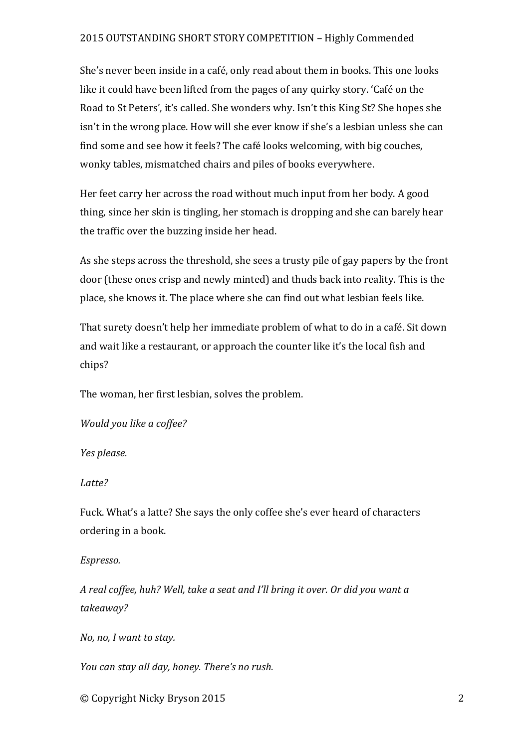She's never been inside in a café, only read about them in books. This one looks like it could have been lifted from the pages of any quirky story. 'Café on the Road to St Peters', it's called. She wonders why. Isn't this King St? She hopes she isn't in the wrong place. How will she ever know if she's a lesbian unless she can find some and see how it feels? The café looks welcoming, with big couches, wonky tables, mismatched chairs and piles of books everywhere.

Her feet carry her across the road without much input from her body. A good thing, since her skin is tingling, her stomach is dropping and she can barely hear the traffic over the buzzing inside her head.

As she steps across the threshold, she sees a trusty pile of gay papers by the front door (these ones crisp and newly minted) and thuds back into reality. This is the place, she knows it. The place where she can find out what lesbian feels like.

That surety doesn't help her immediate problem of what to do in a café. Sit down and wait like a restaurant, or approach the counter like it's the local fish and chips?

The woman, her first lesbian, solves the problem.

*Would you like a coffee?*

*Yes please.*

*Latte?*

Fuck. What's a latte? She says the only coffee she's ever heard of characters ordering in a book.

*Espresso.*

*A real coffee, huh? Well, take a seat and I'll bring it over. Or did you want a takeaway?*

*No, no, I want to stay.*

*You can stay all day, honey. There's no rush.*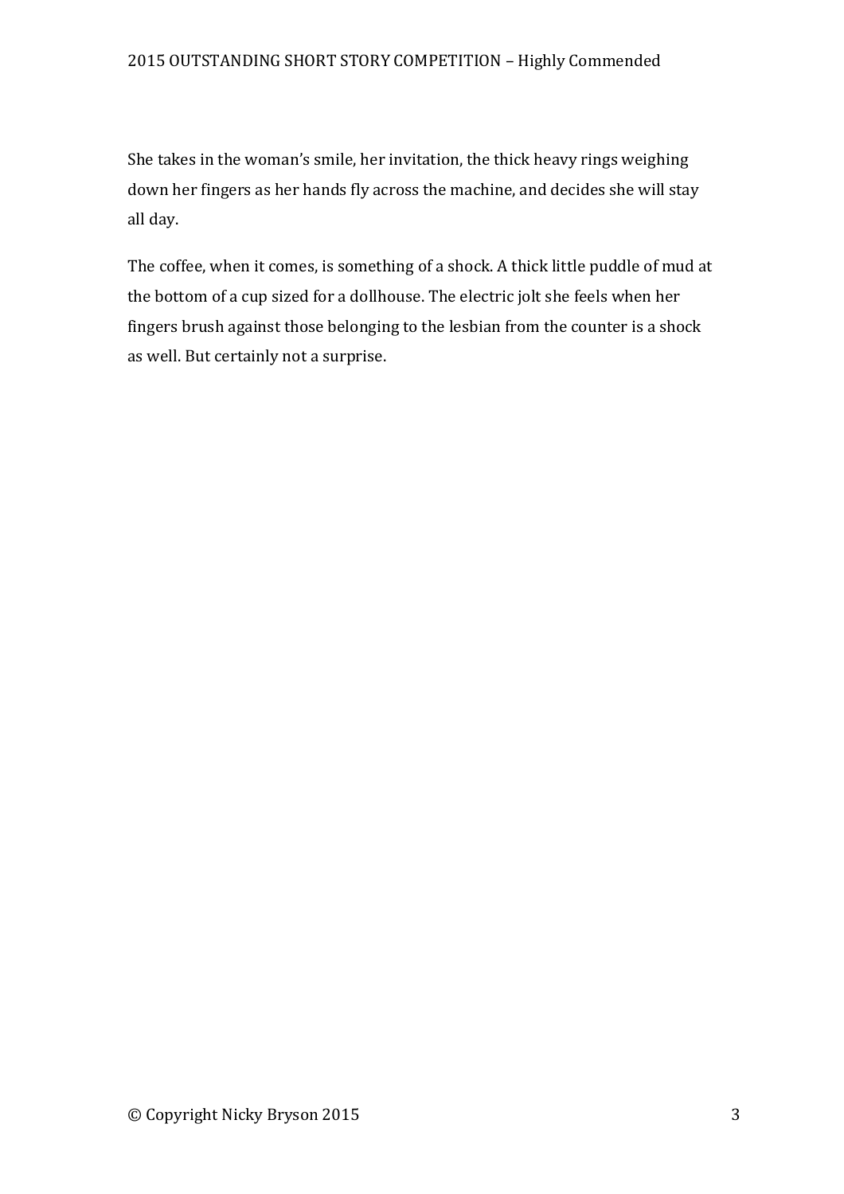She takes in the woman's smile, her invitation, the thick heavy rings weighing down her fingers as her hands fly across the machine, and decides she will stay all day.

The coffee, when it comes, is something of a shock. A thick little puddle of mud at the bottom of a cup sized for a dollhouse. The electric jolt she feels when her fingers brush against those belonging to the lesbian from the counter is a shock as well. But certainly not a surprise.